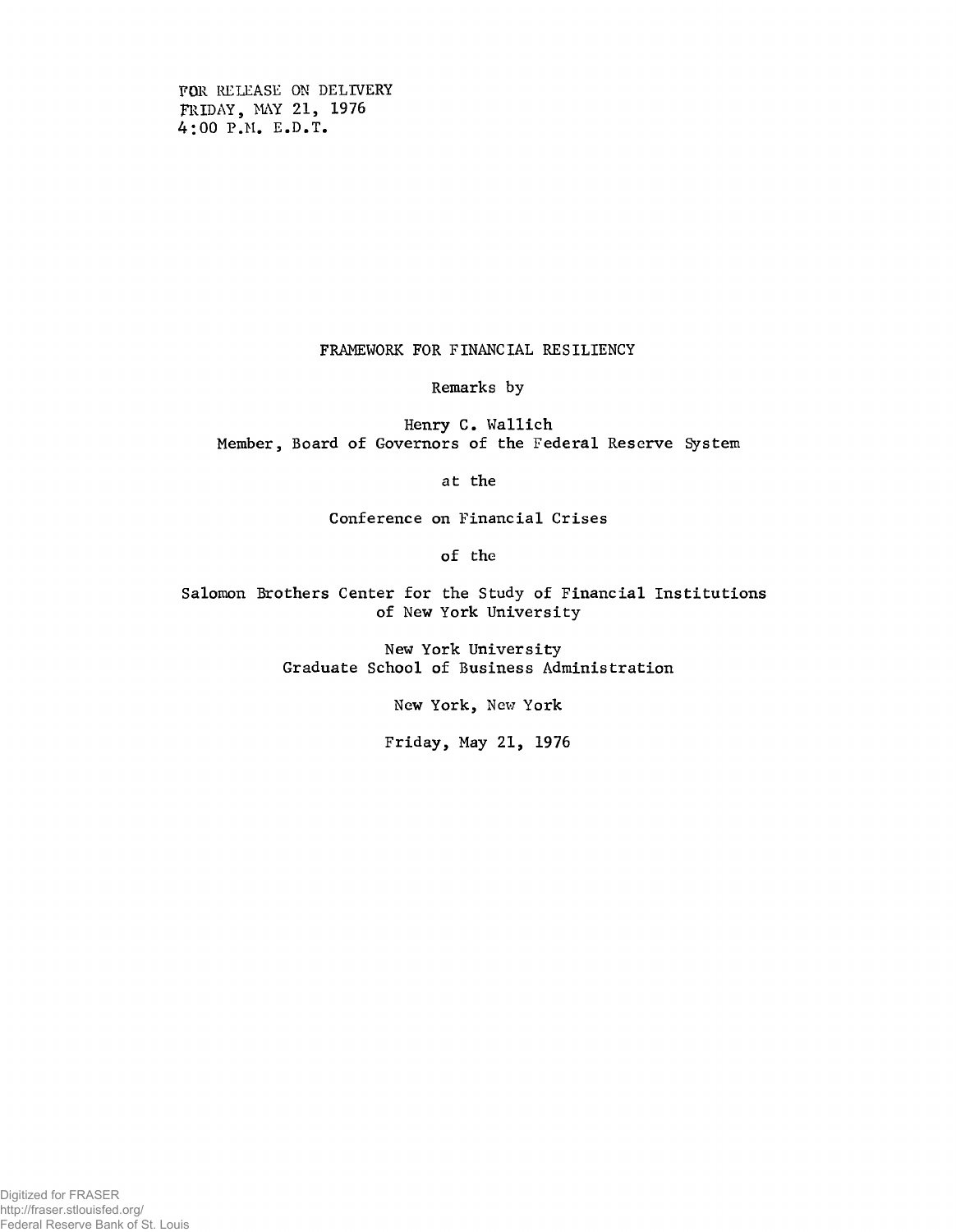FOR RELEASE ON DELIVERY
FRIDAY, MAY 21, 1976
4:00 P.M. E.D.T.

# FRAMEWORK FOR FINANCIAL RESILIENCY

Remarks by

Henry C. Wallich
Member, Board of Governors of the Federal Reserve System

at the

Conference on Financial Crises

of the

Salomon Brothers Center for the Study of Financial Institutions
of New York University

New York University
Graduate School of Business Administration

New York, New York

Friday, May 21, 1976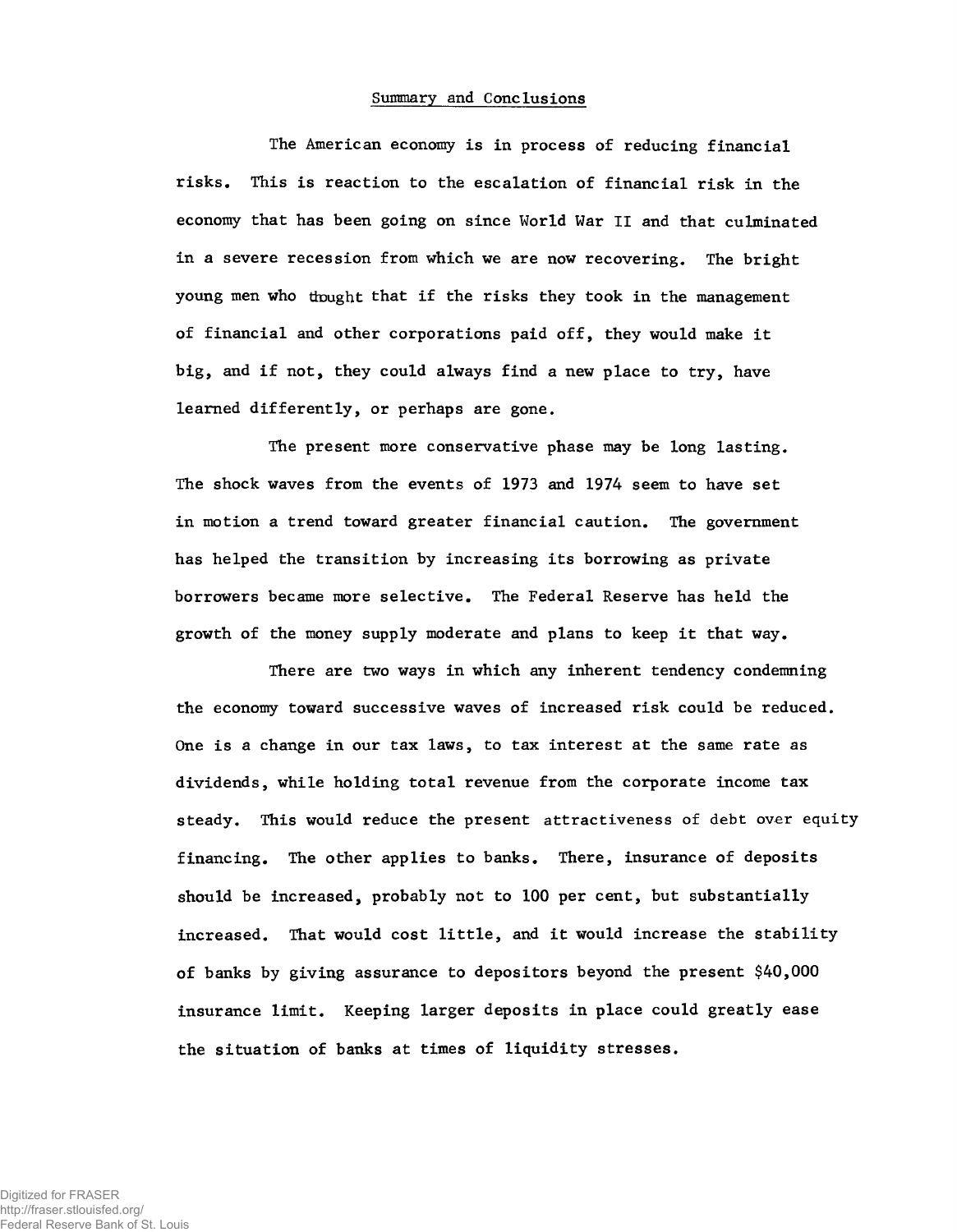## Summary and Conclusions

The American economy is in process of reducing financial risks. This is reaction to the escalation of financial risk in the economy that has been going on since World War II and that culminated in a severe recession from which we are now recovering. The bright young men who thought that if the risks they took in the management of financial and other corporations paid off, they would make it big, and if not, they could always find a new place to try, have learned differently, or perhaps are gone.

The present more conservative phase may be long lasting. The shock waves from the events of 1973 and 1974 seem to have set in motion a trend toward greater financial caution. The government has helped the transition by increasing its borrowing as private borrowers became more selective. The Federal Reserve has held the growth of the money supply moderate and plans to keep it that way.

There are two ways in which any inherent tendency condemning the economy toward successive waves of increased risk could be reduced. One is a change in our tax laws, to tax interest at the same rate as dividends, while holding total revenue from the corporate income tax steady. This would reduce the present attractiveness of debt over equity financing. The other applies to banks. There, insurance of deposits should be increased, probably not to 100 per cent, but substantially increased. That would cost little, and it would increase the stability of banks by giving assurance to depositors beyond the present $40,000 insurance limit. Keeping larger deposits in place could greatly ease the situation of banks at times of liquidity stresses.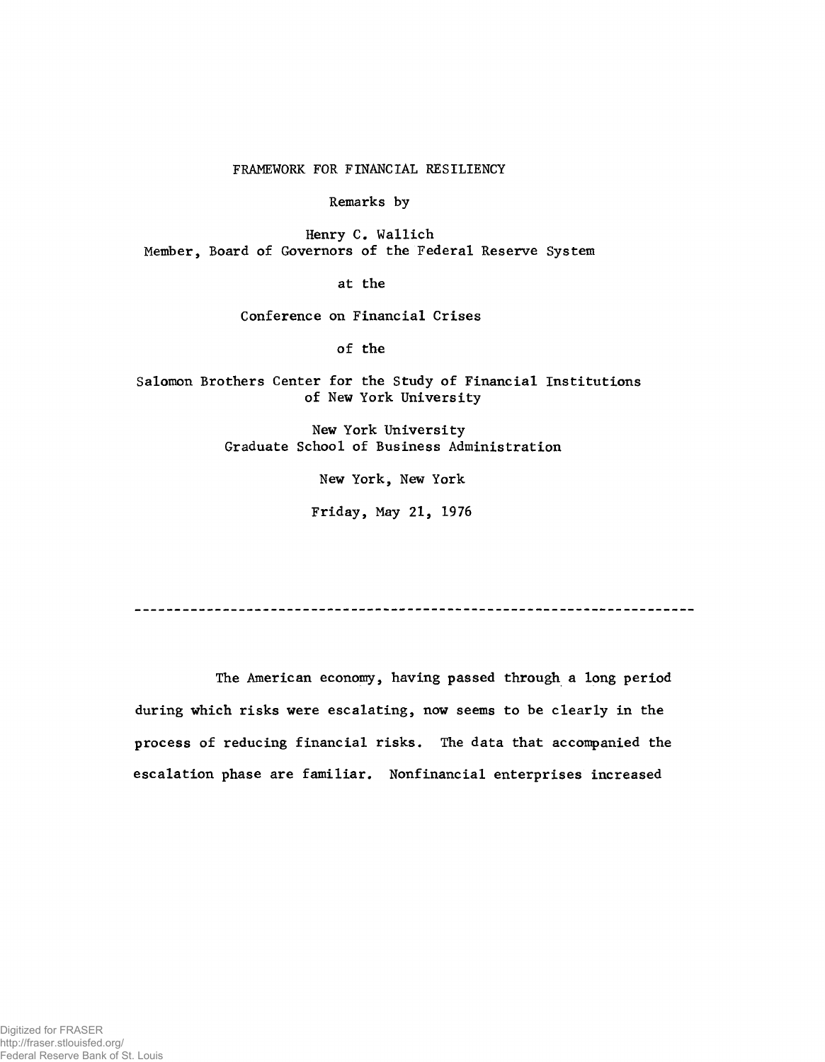FRAMEWORK FOR FINANCIAL RESILIENCY

Remarks by

Henry C. Wallich
Member, Board of Governors of the Federal Reserve System

at the

Conference on Financial Crises

of the

Salomon Brothers Center for the Study of Financial Institutions
of New York University

New York University
Graduate School of Business Administration

New York, New York

Friday, May 21, 1976

---

The American economy, having passed through a long period during which risks were escalating, now seems to be clearly in the process of reducing financial risks. The data that accompanied the escalation phase are familiar. Nonfinancial enterprises increased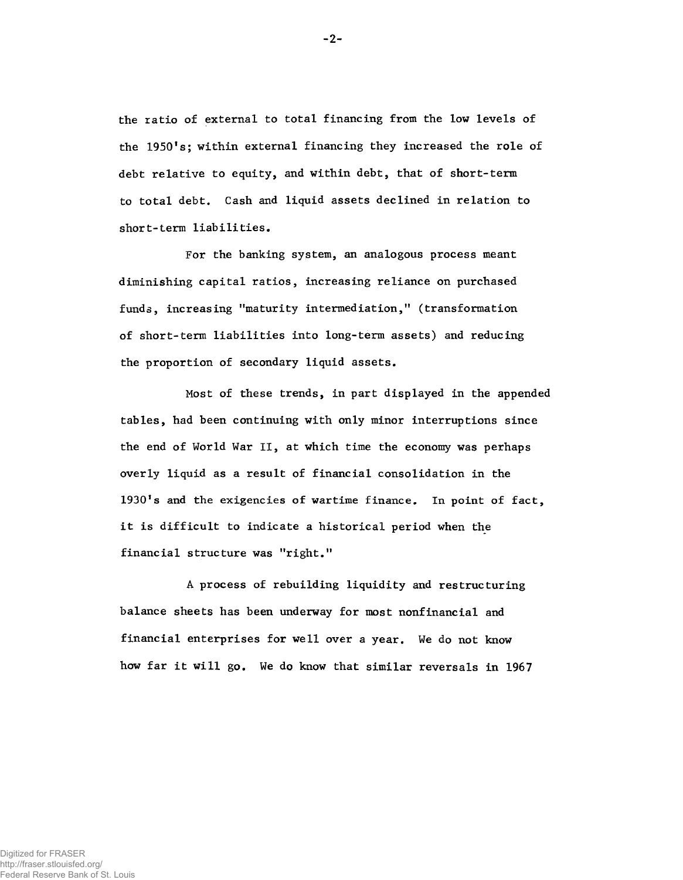the ratio of external to total financing from the low levels of the 1950's; within external financing they increased the role of debt relative to equity, and within debt, that of short-term to total debt. Cash and liquid assets declined in relation to short-term liabilities.

For the banking system, an analogous process meant diminishing capital ratios, increasing reliance on purchased funds, increasing "maturity intermediation," (transformation of short-term liabilities into long-term assets) and reducing the proportion of secondary liquid assets.

Most of these trends, in part displayed in the appended tables, had been continuing with only minor interruptions since the end of World War II, at which time the economy was perhaps overly liquid as a result of financial consolidation in the 1930's and the exigencies of wartime finance. In point of fact, it is difficult to indicate a historical period when the financial structure was "right."

A process of rebuilding liquidity and restructuring balance sheets has been underway for most nonfinancial and financial enterprises for well over a year. We do not know how far it will go. We do know that similar reversals in 1967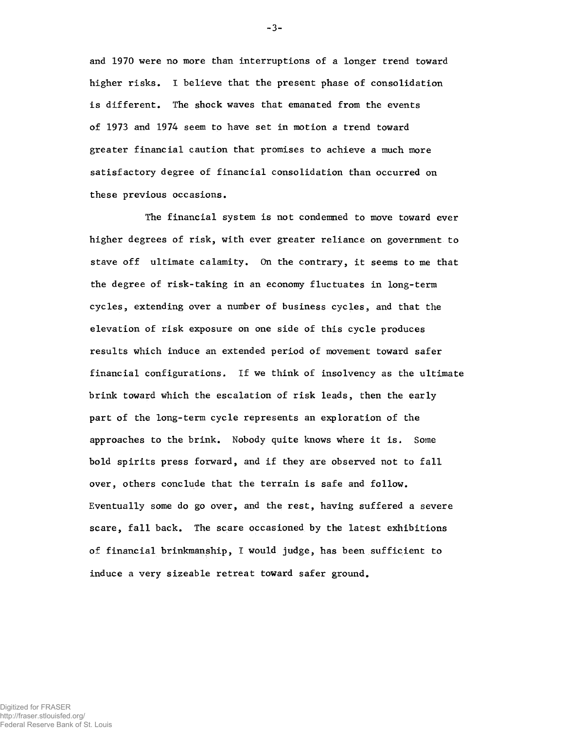and 1970 were no more than interruptions of a longer trend toward higher risks. I believe that the present phase of consolidation is different. The shock waves that emanated from the events of 1973 and 1974 seem to have set in motion a trend toward greater financial caution that promises to achieve a much more satisfactory degree of financial consolidation than occurred on these previous occasions.

The financial system is not condemned to move toward ever higher degrees of risk, with ever greater reliance on government to stave off ultimate calamity. On the contrary, it seems to me that the degree of risk-taking in an economy fluctuates in long-term cycles, extending over a number of business cycles, and that the elevation of risk exposure on one side of this cycle produces results which induce an extended period of movement toward safer financial configurations. If we think of insolvency as the ultimate brink toward which the escalation of risk leads, then the early part of the long-term cycle represents an exploration of the approaches to the brink. Nobody quite knows where it is. Some bold spirits press forward, and if they are observed not to fall over, others conclude that the terrain is safe and follow. Eventually some do go over, and the rest, having suffered a severe scare, fall back. The scare occasioned by the latest exhibitions of financial brinkmanship, I would judge, has been sufficient to induce a very sizeable retreat toward safer ground.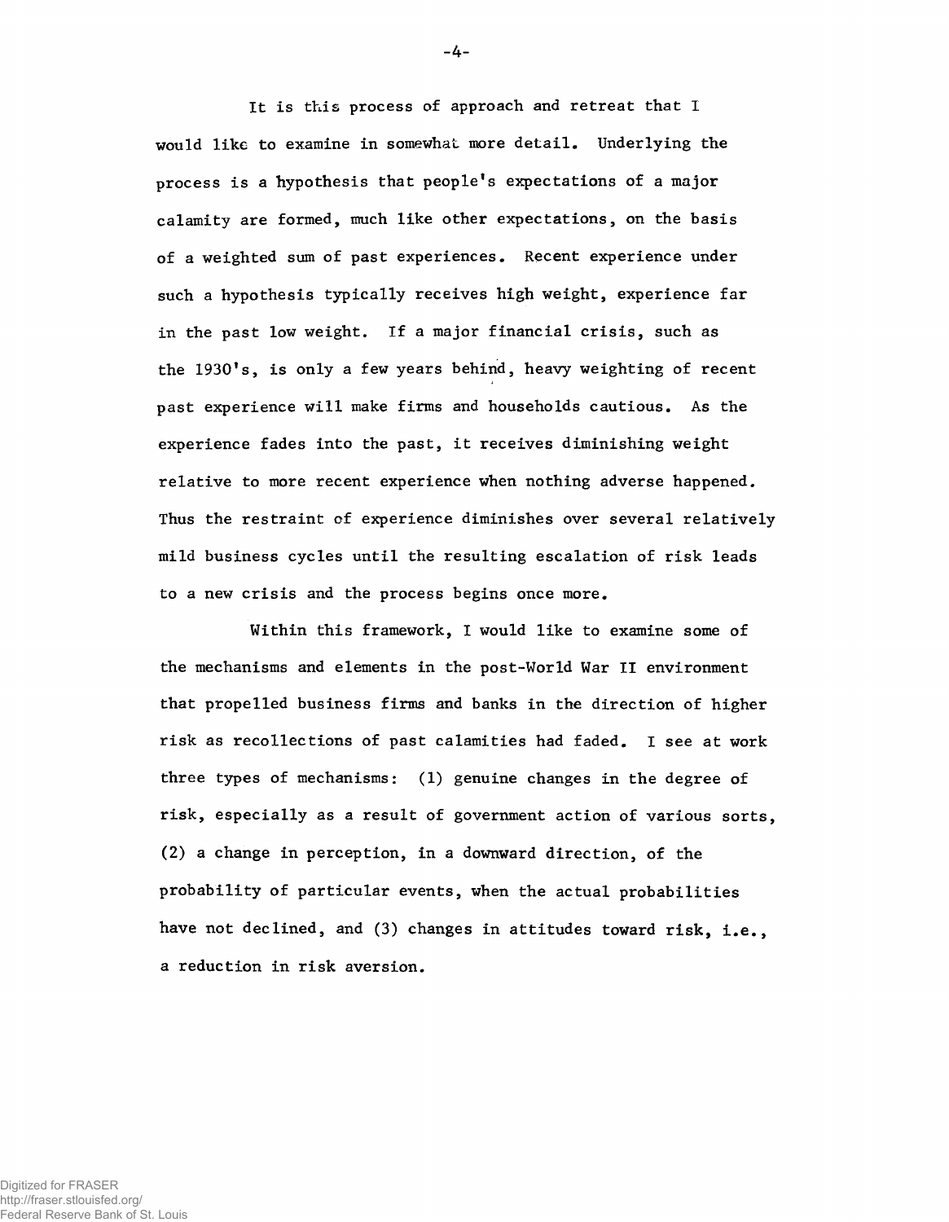It is this process of approach and retreat that I would like to examine in somewhat more detail. Underlying the process is a hypothesis that people's expectations of a major calamity are formed, much like other expectations, on the basis of a weighted sum of past experiences. Recent experience under such a hypothesis typically receives high weight, experience far in the past low weight. If a major financial crisis, such as the 1930's, is only a few years behind, heavy weighting of recent past experience will make firms and households cautious. As the experience fades into the past, it receives diminishing weight relative to more recent experience when nothing adverse happened. Thus the restraint of experience diminishes over several relatively mild business cycles until the resulting escalation of risk leads to a new crisis and the process begins once more.

Within this framework, I would like to examine some of the mechanisms and elements in the post-World War II environment that propelled business firms and banks in the direction of higher risk as recollections of past calamities had faded. I see at work three types of mechanisms: (1) genuine changes in the degree of risk, especially as a result of government action of various sorts, (2) a change in perception, in a downward direction, of the probability of particular events, when the actual probabilities have not declined, and (3) changes in attitudes toward risk, i.e., a reduction in risk aversion.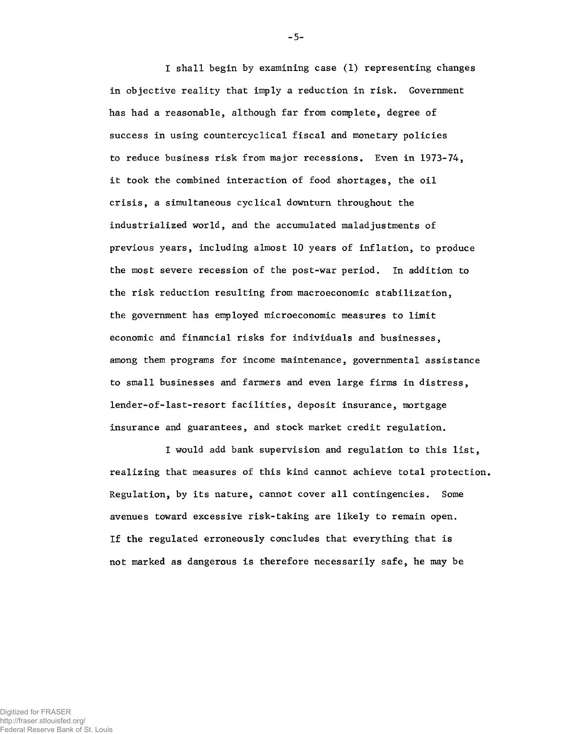I shall begin by examining case (1) representing changes in objective reality that imply a reduction in risk. Government has had a reasonable, although far from complete, degree of success in using countercyclical fiscal and monetary policies to reduce business risk from major recessions. Even in 1973-74, it took the combined interaction of food shortages, the oil crisis, a simultaneous cyclical downturn throughout the industrialized world, and the accumulated maladjustments of previous years, including almost 10 years of inflation, to produce the most severe recession of the post-war period. In addition to the risk reduction resulting from macroeconomic stabilization, the government has employed microeconomic measures to limit economic and financial risks for individuals and businesses, among them programs for income maintenance, governmental assistance to small businesses and farmers and even large firms in distress, lender-of-last-resort facilities, deposit insurance, mortgage insurance and guarantees, and stock market credit regulation.

I would add bank supervision and regulation to this list, realizing that measures of this kind cannot achieve total protection. Regulation, by its nature, cannot cover all contingencies. Some avenues toward excessive risk-taking are likely to remain open. If the regulated erroneously concludes that everything that is not marked as dangerous is therefore necessarily safe, he may be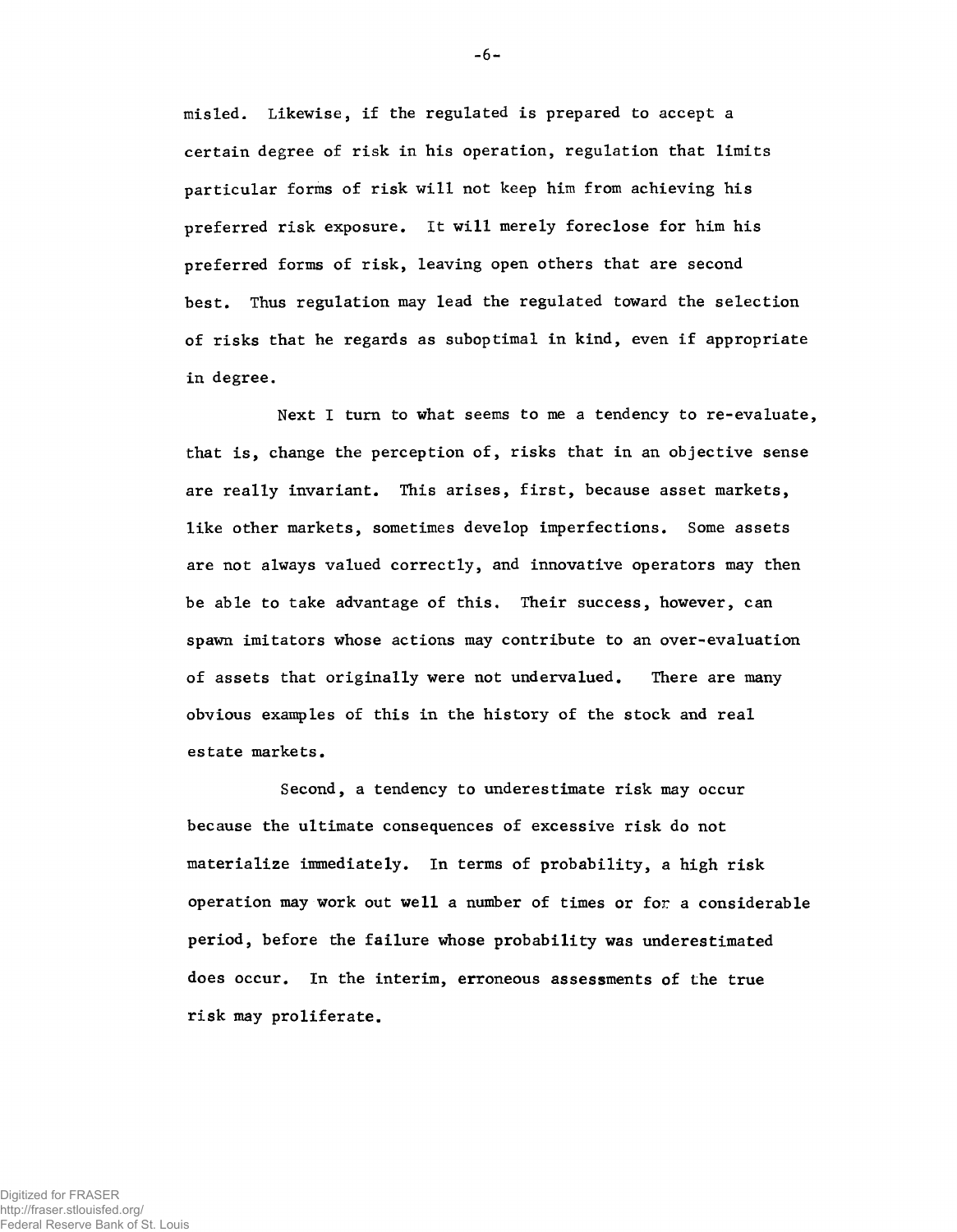misled. Likewise, if the regulated is prepared to accept a certain degree of risk in his operation, regulation that limits particular forms of risk will not keep him from achieving his preferred risk exposure. It will merely foreclose for him his preferred forms of risk, leaving open others that are second best. Thus regulation may lead the regulated toward the selection of risks that he regards as suboptimal in kind, even if appropriate in degree.

Next I turn to what seems to me a tendency to re-evaluate, that is, change the perception of, risks that in an objective sense are really invariant. This arises, first, because asset markets, like other markets, sometimes develop imperfections. Some assets are not always valued correctly, and innovative operators may then be able to take advantage of this. Their success, however, can spawn imitators whose actions may contribute to an over-evaluation of assets that originally were not undervalued. There are many obvious examples of this in the history of the stock and real estate markets.

Second, a tendency to underestimate risk may occur because the ultimate consequences of excessive risk do not materialize immediately. In terms of probability, a high risk operation may work out well a number of times or for a considerable period, before the failure whose probability was underestimated does occur. In the interim, erroneous assessments of the true risk may proliferate.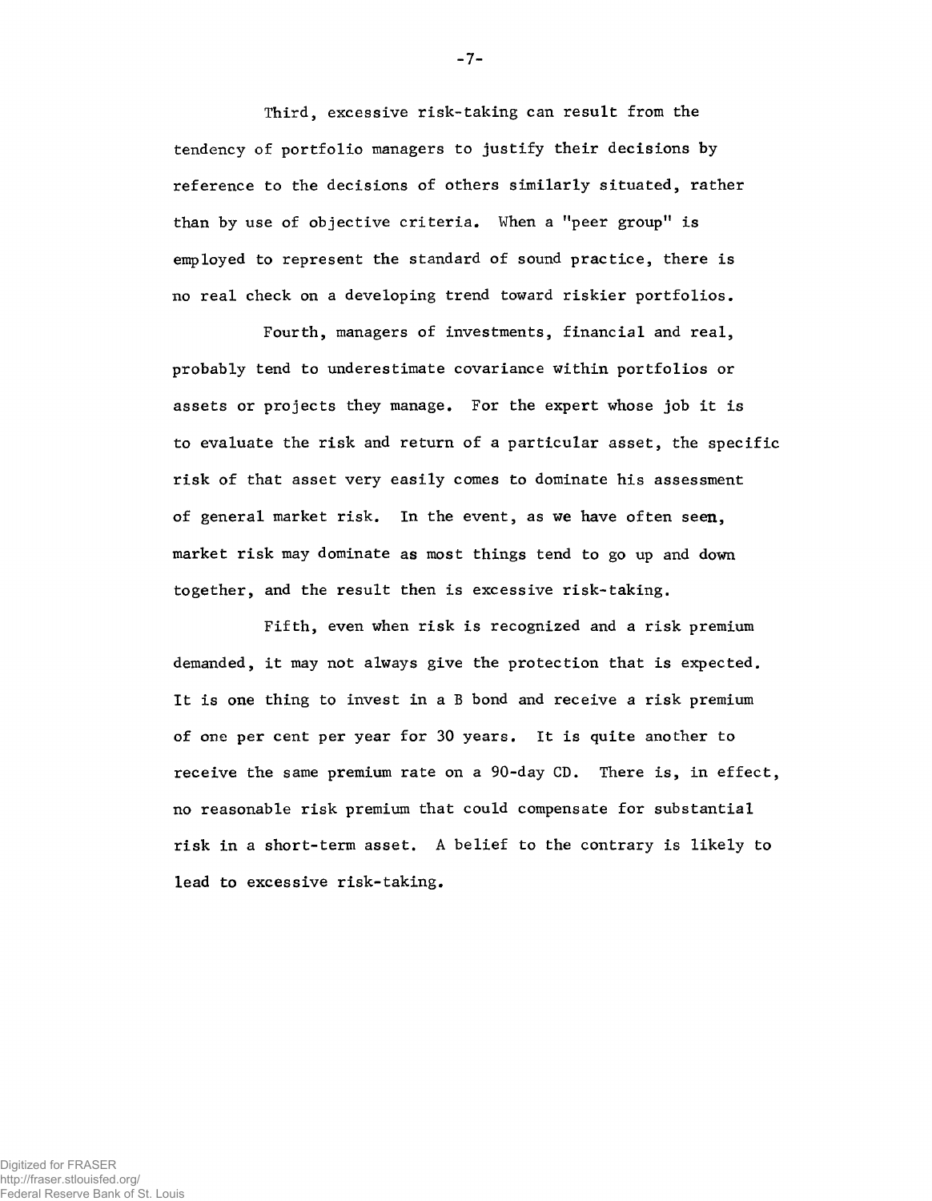Third, excessive risk-taking can result from the tendency of portfolio managers to justify their decisions by reference to the decisions of others similarly situated, rather than by use of objective criteria. When a "peer group" is employed to represent the standard of sound practice, there is no real check on a developing trend toward riskier portfolios.

Fourth, managers of investments, financial and real, probably tend to underestimate covariance within portfolios or assets or projects they manage. For the expert whose job it is to evaluate the risk and return of a particular asset, the specific risk of that asset very easily comes to dominate his assessment of general market risk. In the event, as we have often seen, market risk may dominate as most things tend to go up and down together, and the result then is excessive risk-taking.

Fifth, even when risk is recognized and a risk premium demanded, it may not always give the protection that is expected. It is one thing to invest in a B bond and receive a risk premium of one per cent per year for 30 years. It is quite another to receive the same premium rate on a 90-day CD. There is, in effect, no reasonable risk premium that could compensate for substantial risk in a short-term asset. A belief to the contrary is likely to lead to excessive risk-taking.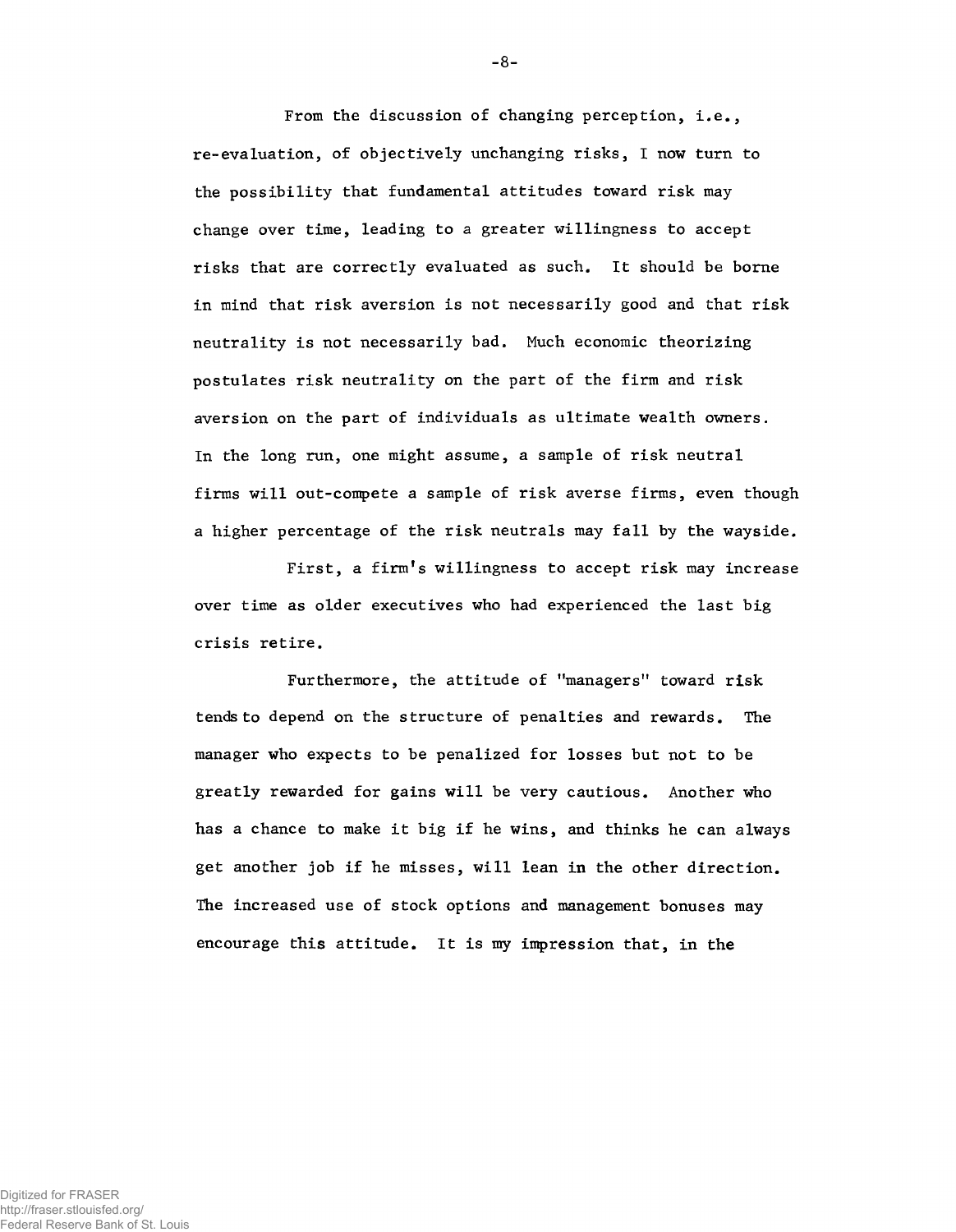From the discussion of changing perception, i.e., re-evaluation, of objectively unchanging risks, I now turn to the possibility that fundamental attitudes toward risk may change over time, leading to a greater willingness to accept risks that are correctly evaluated as such. It should be borne in mind that risk aversion is not necessarily good and that risk neutrality is not necessarily bad. Much economic theorizing postulates risk neutrality on the part of the firm and risk aversion on the part of individuals as ultimate wealth owners. In the long run, one might assume, a sample of risk neutral firms will out-compete a sample of risk averse firms, even though a higher percentage of the risk neutrals may fall by the wayside.

First, a firm's willingness to accept risk may increase over time as older executives who had experienced the last big crisis retire.

Furthermore, the attitude of "managers" toward risk tends to depend on the structure of penalties and rewards. The manager who expects to be penalized for losses but not to be greatly rewarded for gains will be very cautious. Another who has a chance to make it big if he wins, and thinks he can always get another job if he misses, will lean in the other direction. The increased use of stock options and management bonuses may encourage this attitude. It is my impression that, in the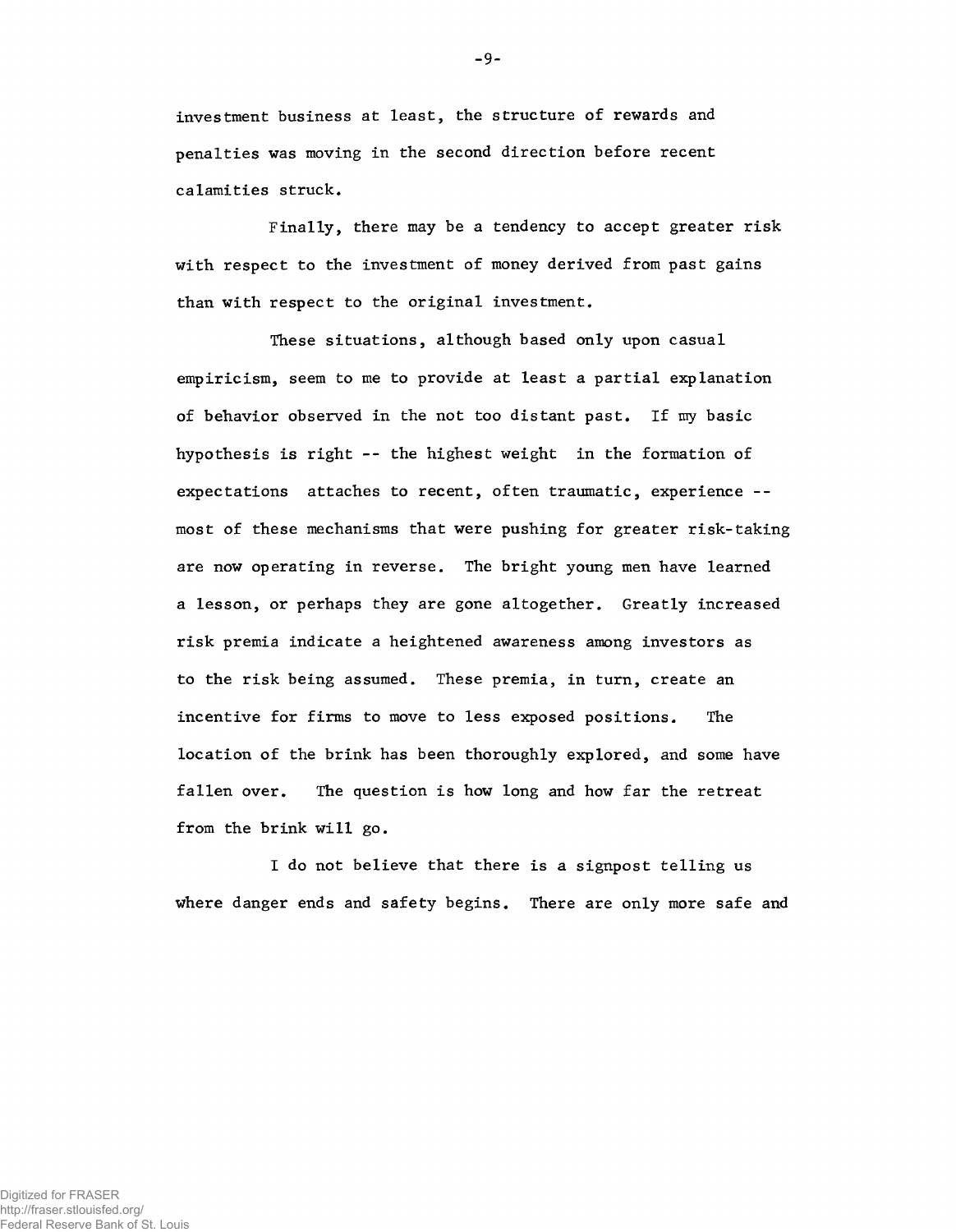investment business at least, the structure of rewards and penalties was moving in the second direction before recent calamities struck.

Finally, there may be a tendency to accept greater risk with respect to the investment of money derived from past gains than with respect to the original investment.

These situations, although based only upon casual empiricism, seem to me to provide at least a partial explanation of behavior observed in the not too distant past. If my basic hypothesis is right -- the highest weight in the formation of expectations attaches to recent, often traumatic, experience -- most of these mechanisms that were pushing for greater risk-taking are now operating in reverse. The bright young men have learned a lesson, or perhaps they are gone altogether. Greatly increased risk premia indicate a heightened awareness among investors as to the risk being assumed. These premia, in turn, create an incentive for firms to move to less exposed positions. The location of the brink has been thoroughly explored, and some have fallen over. The question is how long and how far the retreat from the brink will go.

I do not believe that there is a signpost telling us where danger ends and safety begins. There are only more safe and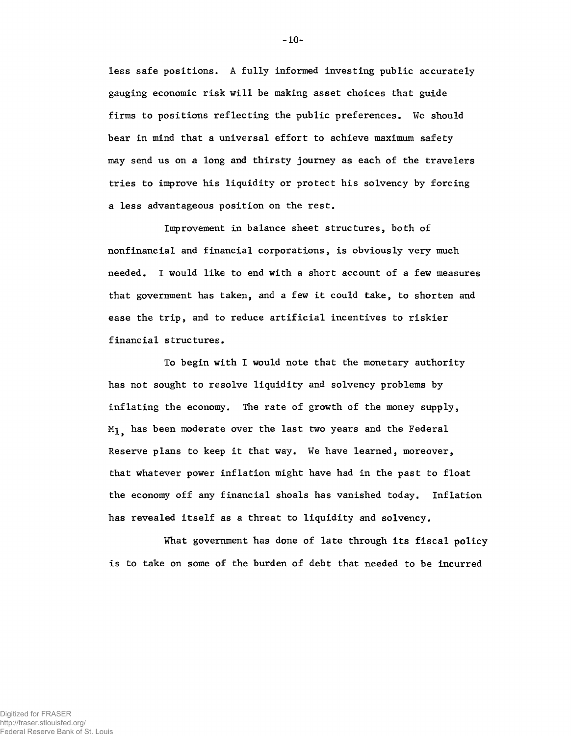less safe positions. A fully informed investing public accurately gauging economic risk will be making asset choices that guide firms to positions reflecting the public preferences. We should bear in mind that a universal effort to achieve maximum safety may send us on a long and thirsty journey as each of the travelers tries to improve his liquidity or protect his solvency by forcing a less advantageous position on the rest.

Improvement in balance sheet structures, both of nonfinancial and financial corporations, is obviously very much needed. I would like to end with a short account of a few measures that government has taken, and a few it could take, to shorten and ease the trip, and to reduce artificial incentives to riskier financial structures.

To begin with I would note that the monetary authority has not sought to resolve liquidity and solvency problems by inflating the economy. The rate of growth of the money supply, $M_1$, has been moderate over the last two years and the Federal Reserve plans to keep it that way. We have learned, moreover, that whatever power inflation might have had in the past to float the economy off any financial shoals has vanished today. Inflation has revealed itself as a threat to liquidity and solvency.

What government has done of late through its fiscal policy is to take on some of the burden of debt that needed to be incurred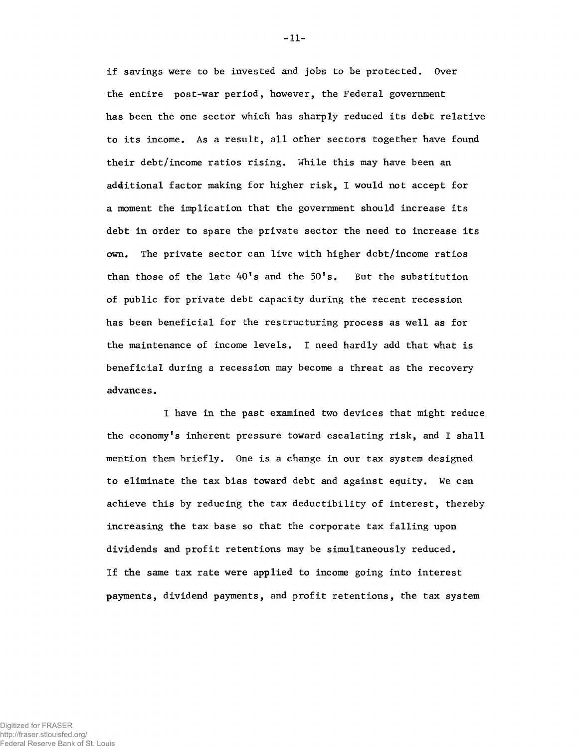if savings were to be invested and jobs to be protected. Over the entire post-war period, however, the Federal government has been the one sector which has sharply reduced its debt relative to its income. As a result, all other sectors together have found their debt/income ratios rising. While this may have been an additional factor making for higher risk, I would not accept for a moment the implication that the government should increase its debt in order to spare the private sector the need to increase its own. The private sector can live with higher debt/income ratios than those of the late 40's and the 50's. But the substitution of public for private debt capacity during the recent recession has been beneficial for the restructuring process as well as for the maintenance of income levels. I need hardly add that what is beneficial during a recession may become a threat as the recovery advances.

I have in the past examined two devices that might reduce the economy's inherent pressure toward escalating risk, and I shall mention them briefly. One is a change in our tax system designed to eliminate the tax bias toward debt and against equity. We can achieve this by reducing the tax deductibility of interest, thereby increasing the tax base so that the corporate tax falling upon dividends and profit retentions may be simultaneously reduced. If the same tax rate were applied to income going into interest payments, dividend payments, and profit retentions, the tax system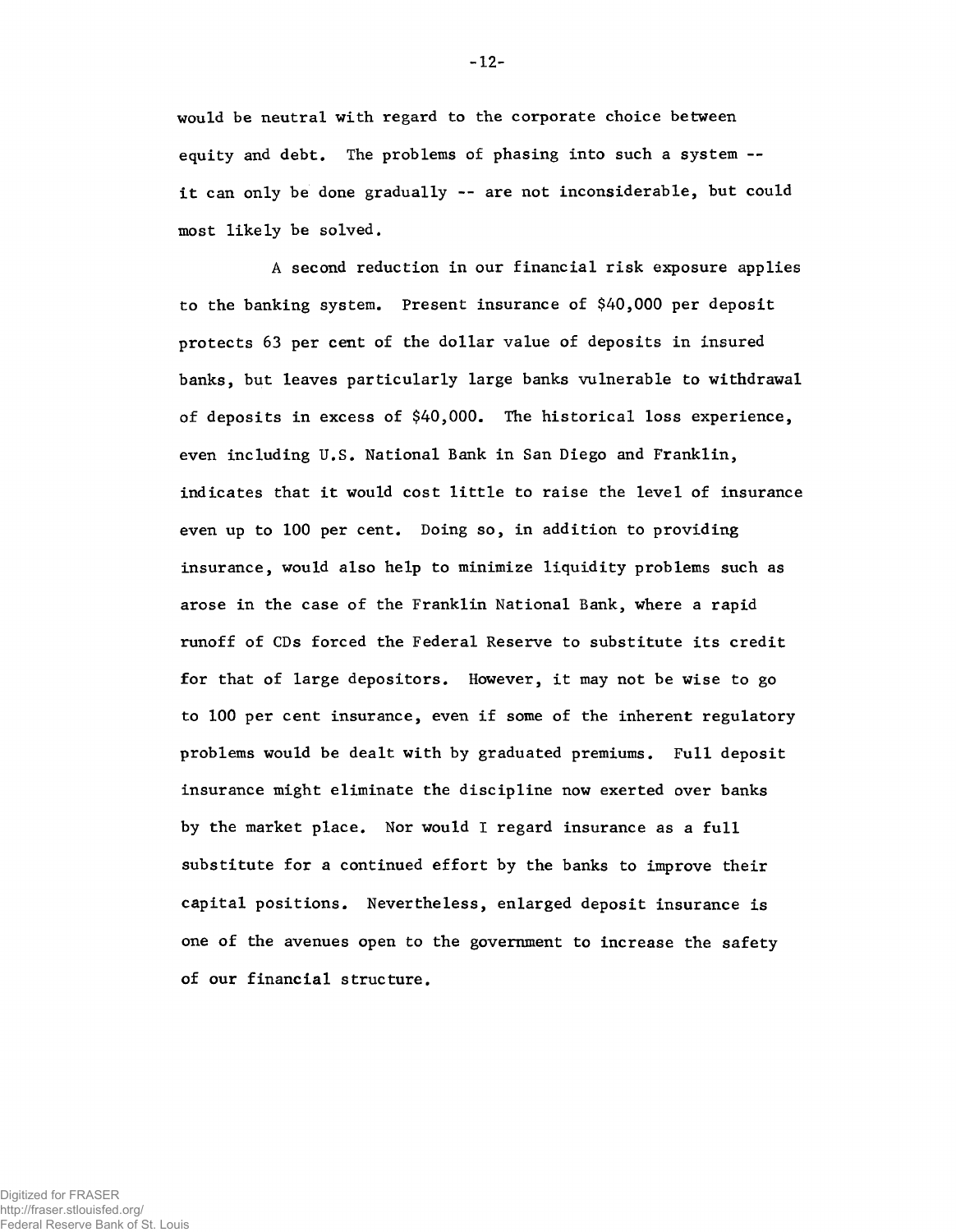would be neutral with regard to the corporate choice between equity and debt. The problems of phasing into such a system -- it can only be done gradually -- are not inconsiderable, but could most likely be solved.

A second reduction in our financial risk exposure applies to the banking system. Present insurance of $40,000 per deposit protects 63 per cent of the dollar value of deposits in insured banks, but leaves particularly large banks vulnerable to withdrawal of deposits in excess of $40,000. The historical loss experience, even including U.S. National Bank in San Diego and Franklin, indicates that it would cost little to raise the level of insurance even up to 100 per cent. Doing so, in addition to providing insurance, would also help to minimize liquidity problems such as arose in the case of the Franklin National Bank, where a rapid runoff of CDs forced the Federal Reserve to substitute its credit for that of large depositors. However, it may not be wise to go to 100 per cent insurance, even if some of the inherent regulatory problems would be dealt with by graduated premiums. Full deposit insurance might eliminate the discipline now exerted over banks by the market place. Nor would I regard insurance as a full substitute for a continued effort by the banks to improve their capital positions. Nevertheless, enlarged deposit insurance is one of the avenues open to the government to increase the safety of our financial structure.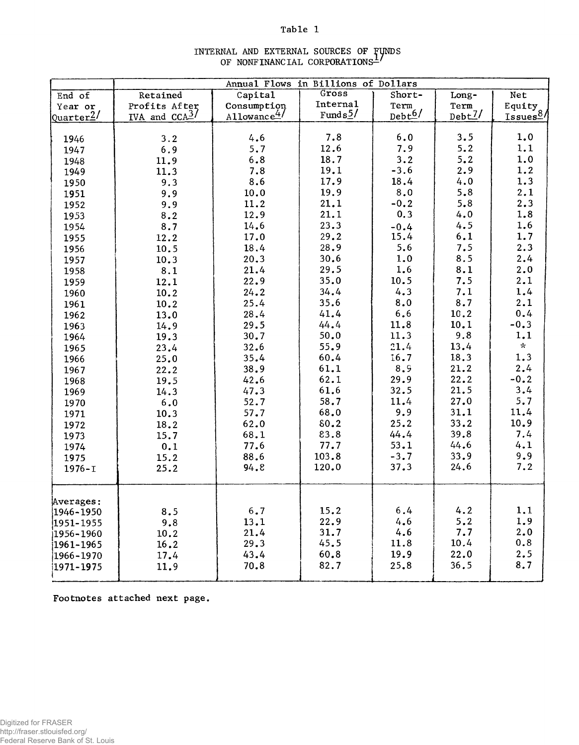Table 1

INTERNAL AND EXTERNAL SOURCES OF FUNDS OF NONFINANCIAL CORPORATIONS[1/]

| | Annual Flows in Billions of Dollars | | | | | |
|---|---|---|---|---|---|---|
| End of Year or Quarter[2/] | Retained Profits After IVA and CCA[3/] | Capital Consumption Allowance[4/] | Gross Internal Funds[5/] | Short-Term Debt[6/] | Long-Term Debt[7/] | Net Equity Issues[8/] |
| 1946 | 3.2 | 4.6 | 7.8 | 6.0 | 3.5 | 1.0 |
| 1947 | 6.9 | 5.7 | 12.6 | 7.9 | 5.2 | 1.1 |
| 1948 | 11.9 | 6.8 | 18.7 | 3.2 | 5.2 | 1.0 |
| 1949 | 11.3 | 7.8 | 19.1 | -3.6 | 2.9 | 1.2 |
| 1950 | 9.3 | 8.6 | 17.9 | 18.4 | 4.0 | 1.3 |
| 1951 | 9.9 | 10.0 | 19.9 | 8.0 | 5.8 | 2.1 |
| 1952 | 9.9 | 11.2 | 21.1 | -0.2 | 5.8 | 2.3 |
| 1953 | 8.2 | 12.9 | 21.1 | 0.3 | 4.0 | 1.8 |
| 1954 | 8.7 | 14.6 | 23.3 | -0.4 | 4.5 | 1.6 |
| 1955 | 12.2 | 17.0 | 29.2 | 15.4 | 6.1 | 1.7 |
| 1956 | 10.5 | 18.4 | 28.9 | 5.6 | 7.5 | 2.3 |
| 1957 | 10.3 | 20.3 | 30.6 | 1.0 | 8.5 | 2.4 |
| 1958 | 8.1 | 21.4 | 29.5 | 1.6 | 8.1 | 2.0 |
| 1959 | 12.1 | 22.9 | 35.0 | 10.5 | 7.5 | 2.1 |
| 1960 | 10.2 | 24.2 | 34.4 | 4.3 | 7.1 | 1.4 |
| 1961 | 10.2 | 25.4 | 35.6 | 8.0 | 8.7 | 2.1 |
| 1962 | 13.0 | 28.4 | 41.4 | 6.6 | 10.2 | 0.4 |
| 1963 | 14.9 | 29.5 | 44.4 | 11.8 | 10.1 | -0.3 |
| 1964 | 19.3 | 30.7 | 50.0 | 11.3 | 9.8 | 1.1 |
| 1965 | 23.4 | 32.6 | 55.9 | 21.4 | 13.4 | * |
| 1966 | 25.0 | 35.4 | 60.4 | 16.7 | 18.3 | 1.3 |
| 1967 | 22.2 | 38.9 | 61.1 | 8.9 | 21.2 | 2.4 |
| 1968 | 19.5 | 42.6 | 62.1 | 29.9 | 22.2 | -0.2 |
| 1969 | 14.3 | 47.3 | 61.6 | 32.5 | 21.5 | 3.4 |
| 1970 | 6.0 | 52.7 | 58.7 | 11.4 | 27.0 | 5.7 |
| 1971 | 10.3 | 57.7 | 68.0 | 9.9 | 31.1 | 11.4 |
| 1972 | 18.2 | 62.0 | 80.2 | 25.2 | 33.2 | 10.9 |
| 1973 | 15.7 | 68.1 | 83.8 | 44.4 | 39.8 | 7.4 |
| 1974 | 0.1 | 77.6 | 77.7 | 53.1 | 44.6 | 4.1 |
| 1975 | 15.2 | 88.6 | 103.8 | -3.7 | 33.9 | 9.9 |
| 1976-I | 25.2 | 94.8 | 120.0 | 37.3 | 24.6 | 7.2 |
| Averages: | | | | | | |
| 1946-1950 | 8.5 | 6.7 | 15.2 | 6.4 | 4.2 | 1.1 |
| 1951-1955 | 9.8 | 13.1 | 22.9 | 4.6 | 5.2 | 1.9 |
| 1956-1960 | 10.2 | 21.4 | 31.7 | 4.6 | 7.7 | 2.0 |
| 1961-1965 | 16.2 | 29.3 | 45.5 | 11.8 | 10.4 | 0.8 |
| 1966-1970 | 17.4 | 43.4 | 60.8 | 19.9 | 22.0 | 2.5 |
| 1971-1975 | 11.9 | 70.8 | 82.7 | 25.8 | 36.5 | 8.7 |

Footnotes attached next page.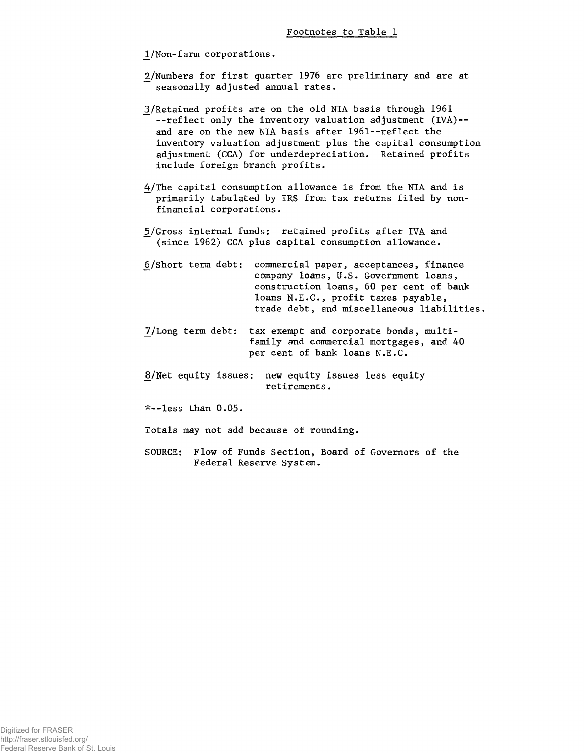## Footnotes to Table 1

1/Non-farm corporations.

2/Numbers for first quarter 1976 are preliminary and are at seasonally adjusted annual rates.

3/Retained profits are on the old NIA basis through 1961 --reflect only the inventory valuation adjustment (IVA)-- and are on the new NIA basis after 1961--reflect the inventory valuation adjustment plus the capital consumption adjustment (CCA) for underdepreciation. Retained profits include foreign branch profits.

4/The capital consumption allowance is from the NIA and is primarily tabulated by IRS from tax returns filed by non-financial corporations.

5/Gross internal funds: retained profits after IVA and (since 1962) CCA plus capital consumption allowance.

6/Short term debt: commercial paper, acceptances, finance company loans, U.S. Government loans, construction loans, 60 per cent of bank loans N.E.C., profit taxes payable, trade debt, and miscellaneous liabilities.

7/Long term debt: tax exempt and corporate bonds, multi-family and commercial mortgages, and 40 per cent of bank loans N.E.C.

8/Net equity issues: new equity issues less equity retirements.

*--less than 0.05.

Totals may not add because of rounding.

SOURCE: Flow of Funds Section, Board of Governors of the Federal Reserve System.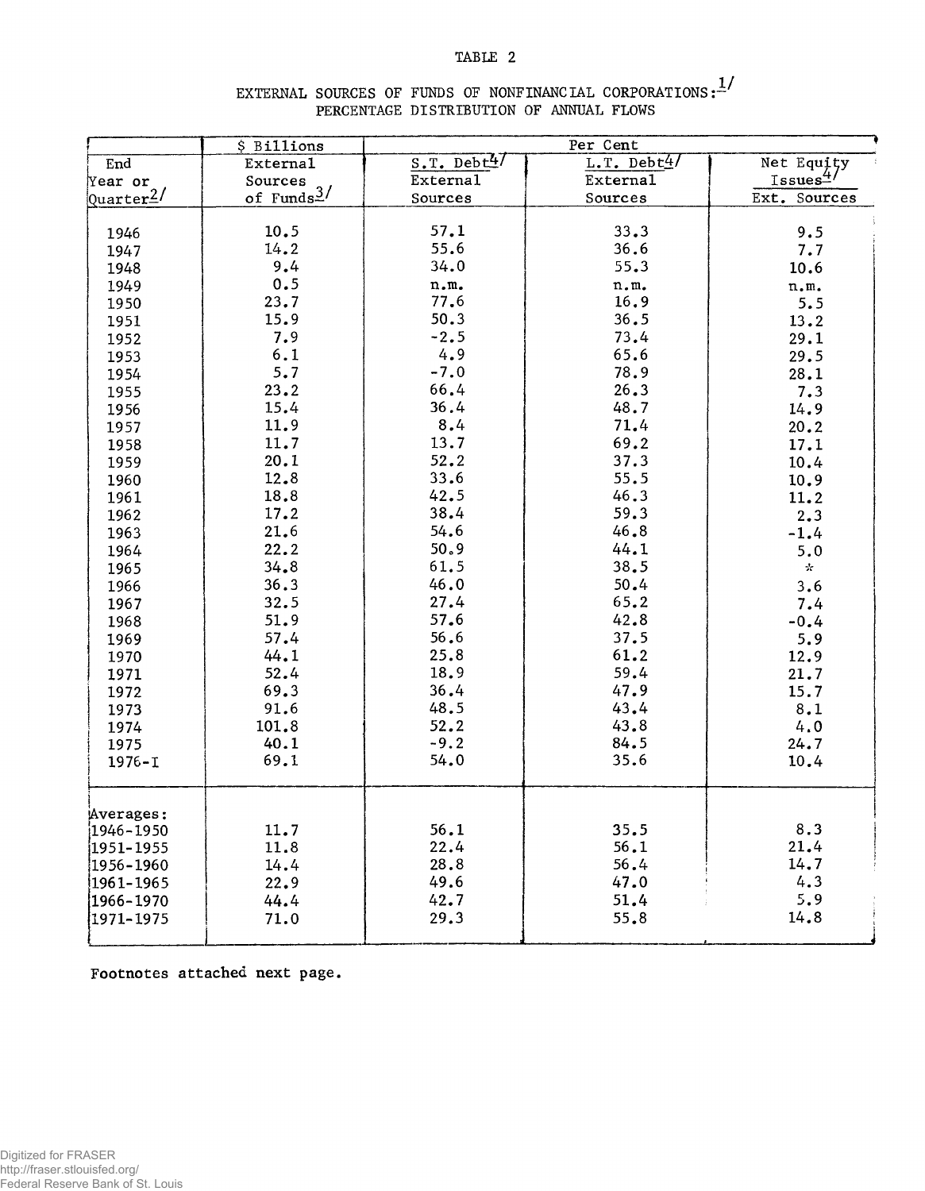TABLE 2

EXTERNAL SOURCES OF FUNDS OF NONFINANCIAL CORPORATIONS:[1/]
PERCENTAGE DISTRIBUTION OF ANNUAL FLOWS

| | $ Billions | Per Cent | | |
|---|---|---|---|---|
| End Year or Quarter[2/] | External Sources of Funds[3/] | S.T. Debt[4/] / External Sources | L.T. Debt[4/] / External Sources | Net Equity Issues[4/] / Ext. Sources |
| 1946 | 10.5 | 57.1 | 33.3 | 9.5 |
| 1947 | 14.2 | 55.6 | 36.6 | 7.7 |
| 1948 | 9.4 | 34.0 | 55.3 | 10.6 |
| 1949 | 0.5 | n.m. | n.m. | n.m. |
| 1950 | 23.7 | 77.6 | 16.9 | 5.5 |
| 1951 | 15.9 | 50.3 | 36.5 | 13.2 |
| 1952 | 7.9 | -2.5 | 73.4 | 29.1 |
| 1953 | 6.1 | 4.9 | 65.6 | 29.5 |
| 1954 | 5.7 | -7.0 | 78.9 | 28.1 |
| 1955 | 23.2 | 66.4 | 26.3 | 7.3 |
| 1956 | 15.4 | 36.4 | 48.7 | 14.9 |
| 1957 | 11.9 | 8.4 | 71.4 | 20.2 |
| 1958 | 11.7 | 13.7 | 69.2 | 17.1 |
| 1959 | 20.1 | 52.2 | 37.3 | 10.4 |
| 1960 | 12.8 | 33.6 | 55.5 | 10.9 |
| 1961 | 18.8 | 42.5 | 46.3 | 11.2 |
| 1962 | 17.2 | 38.4 | 59.3 | 2.3 |
| 1963 | 21.6 | 54.6 | 46.8 | -1.4 |
| 1964 | 22.2 | 50.9 | 44.1 | 5.0 |
| 1965 | 34.8 | 61.5 | 38.5 | * |
| 1966 | 36.3 | 46.0 | 50.4 | 3.6 |
| 1967 | 32.5 | 27.4 | 65.2 | 7.4 |
| 1968 | 51.9 | 57.6 | 42.8 | -0.4 |
| 1969 | 57.4 | 56.6 | 37.5 | 5.9 |
| 1970 | 44.1 | 25.8 | 61.2 | 12.9 |
| 1971 | 52.4 | 18.9 | 59.4 | 21.7 |
| 1972 | 69.3 | 36.4 | 47.9 | 15.7 |
| 1973 | 91.6 | 48.5 | 43.4 | 8.1 |
| 1974 | 101.8 | 52.2 | 43.8 | 4.0 |
| 1975 | 40.1 | -9.2 | 84.5 | 24.7 |
| 1976-I | 69.1 | 54.0 | 35.6 | 10.4 |
| Averages: | | | | |
| 1946-1950 | 11.7 | 56.1 | 35.5 | 8.3 |
| 1951-1955 | 11.8 | 22.4 | 56.1 | 21.4 |
| 1956-1960 | 14.4 | 28.8 | 56.4 | 14.7 |
| 1961-1965 | 22.9 | 49.6 | 47.0 | 4.3 |
| 1966-1970 | 44.4 | 42.7 | 51.4 | 5.9 |
| 1971-1975 | 71.0 | 29.3 | 55.8 | 14.8 |

Footnotes attached next page.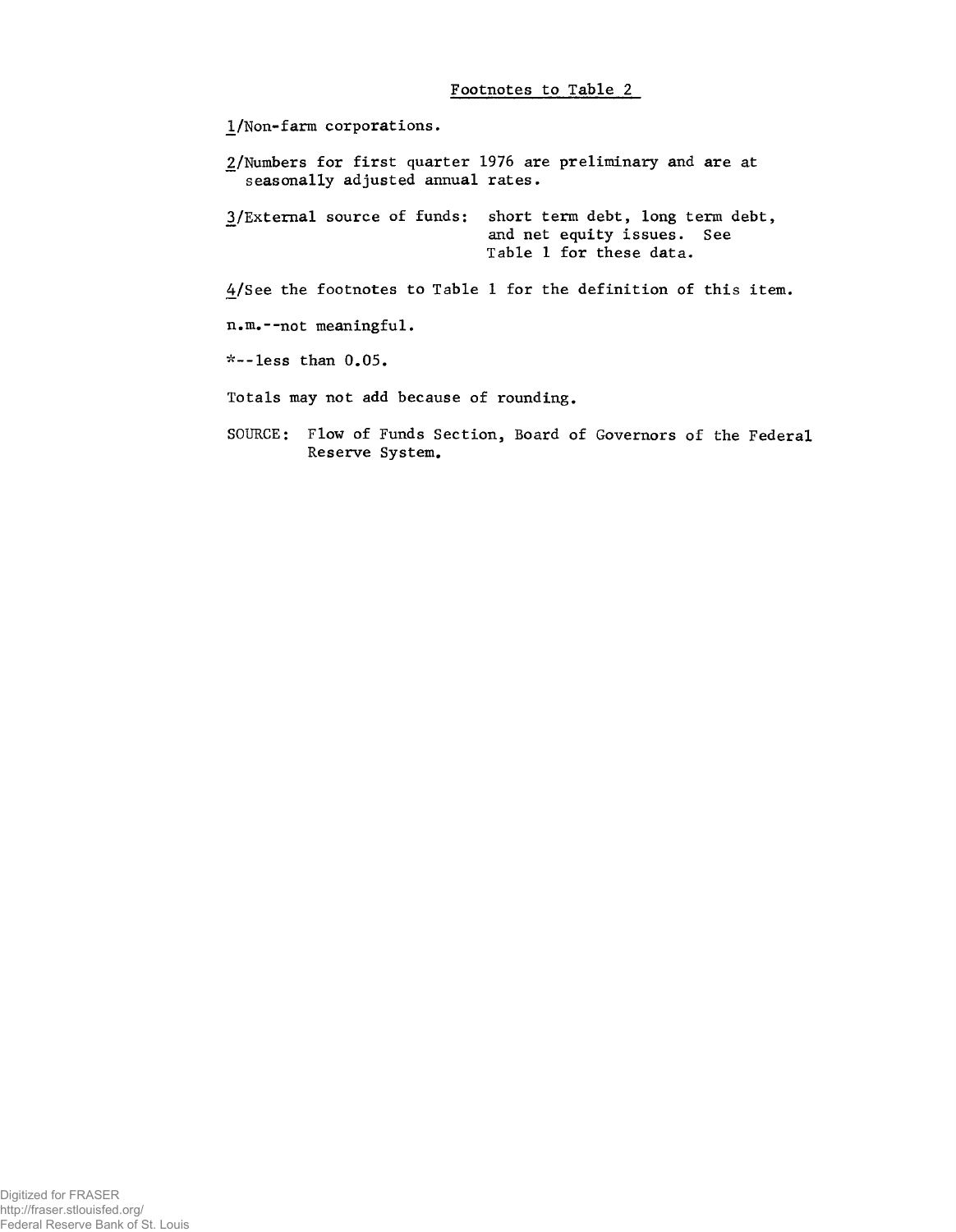## Footnotes to Table 2

1/Non-farm corporations.

2/Numbers for first quarter 1976 are preliminary and are at seasonally adjusted annual rates.

3/External source of funds: short term debt, long term debt, and net equity issues. See Table 1 for these data.

4/See the footnotes to Table 1 for the definition of this item.

n.m.--not meaningful.

*--less than 0.05.

Totals may not add because of rounding.

SOURCE: Flow of Funds Section, Board of Governors of the Federal Reserve System.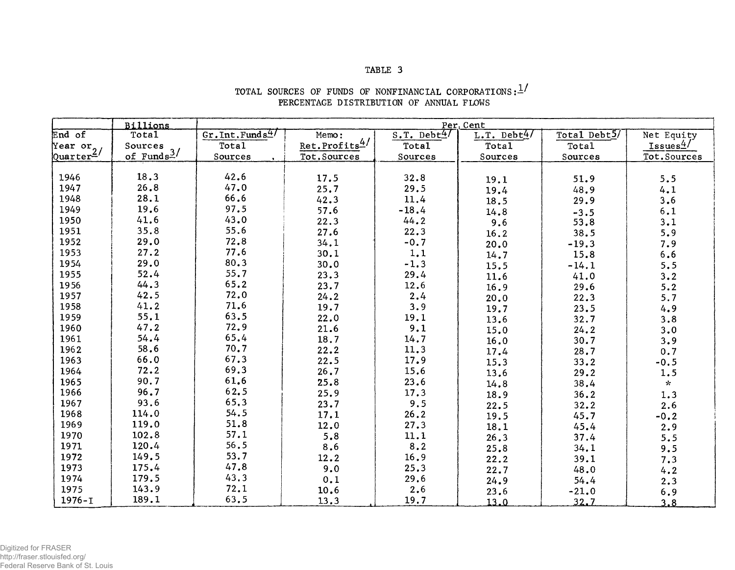TABLE 3

TOTAL SOURCES OF FUNDS OF NONFINANCIAL CORPORATIONS:[1]
PERCENTAGE DISTRIBUTION OF ANNUAL FLOWS

| End of Year or Quarter[2] | Billions<br>Total Sources of Funds[3] | Per Cent<br>Gr.Int.Funds[4] / Total Sources | Memo: Ret.Profits[4] / Tot.Sources | S.T. Debt[4] / Total Sources | L.T. Debt[4] / Total Sources | Total Debt[5] / Total Sources | Net Equity Issues[4] / Tot.Sources |
|---|---|---|---|---|---|---|---|
| 1946 | 18.3 | 42.6 | 17.5 | 32.8 | 19.1 | 51.9 | 5.5 |
| 1947 | 26.8 | 47.0 | 25.7 | 29.5 | 19.4 | 48.9 | 4.1 |
| 1948 | 28.1 | 66.6 | 42.3 | 11.4 | 18.5 | 29.9 | 3.6 |
| 1949 | 19.6 | 97.5 | 57.6 | -18.4 | 14.8 | -3.5 | 6.1 |
| 1950 | 41.6 | 43.0 | 22.3 | 44.2 | 9.6 | 53.8 | 3.1 |
| 1951 | 35.8 | 55.6 | 27.6 | 22.3 | 16.2 | 38.5 | 5.9 |
| 1952 | 29.0 | 72.8 | 34.1 | -0.7 | 20.0 | -19.3 | 7.9 |
| 1953 | 27.2 | 77.6 | 30.1 | 1.1 | 14.7 | 15.8 | 6.6 |
| 1954 | 29.0 | 80.3 | 30.0 | -1.3 | 15.5 | -14.1 | 5.5 |
| 1955 | 52.4 | 55.7 | 23.3 | 29.4 | 11.6 | 41.0 | 3.2 |
| 1956 | 44.3 | 65.2 | 23.7 | 12.6 | 16.9 | 29.6 | 5.2 |
| 1957 | 42.5 | 72.0 | 24.2 | 2.4 | 20.0 | 22.3 | 5.7 |
| 1958 | 41.2 | 71.6 | 19.7 | 3.9 | 19.7 | 23.5 | 4.9 |
| 1959 | 55.1 | 63.5 | 22.0 | 19.1 | 13.6 | 32.7 | 3.8 |
| 1960 | 47.2 | 72.9 | 21.6 | 9.1 | 15.0 | 24.2 | 3.0 |
| 1961 | 54.4 | 65.4 | 18.7 | 14.7 | 16.0 | 30.7 | 3.9 |
| 1962 | 58.6 | 70.7 | 22.2 | 11.3 | 17.4 | 28.7 | 0.7 |
| 1963 | 66.0 | 67.3 | 22.5 | 17.9 | 15.3 | 33.2 | -0.5 |
| 1964 | 72.2 | 69.3 | 26.7 | 15.6 | 13.6 | 29.2 | 1.5 |
| 1965 | 90.7 | 61.6 | 25.8 | 23.6 | 14.8 | 38.4 | * |
| 1966 | 96.7 | 62.5 | 25.9 | 17.3 | 18.9 | 36.2 | 1.3 |
| 1967 | 93.6 | 65.3 | 23.7 | 9.5 | 22.5 | 32.2 | 2.6 |
| 1968 | 114.0 | 54.5 | 17.1 | 26.2 | 19.5 | 45.7 | -0.2 |
| 1969 | 119.0 | 51.8 | 12.0 | 27.3 | 18.1 | 45.4 | 2.9 |
| 1970 | 102.8 | 57.1 | 5.8 | 11.1 | 26.3 | 37.4 | 5.5 |
| 1971 | 120.4 | 56.5 | 8.6 | 8.2 | 25.8 | 34.1 | 9.5 |
| 1972 | 149.5 | 53.7 | 12.2 | 16.9 | 22.2 | 39.1 | 7.3 |
| 1973 | 175.4 | 47.8 | 9.0 | 25.3 | 22.7 | 48.0 | 4.2 |
| 1974 | 179.5 | 43.3 | 0.1 | 29.6 | 24.9 | 54.4 | 2.3 |
| 1975 | 143.9 | 72.1 | 10.6 | 2.6 | 23.6 | -21.0 | 6.9 |
| 1976-I | 189.1 | 63.5 | 13.3 | 19.7 | 13.0 | 32.7 | 3.8 |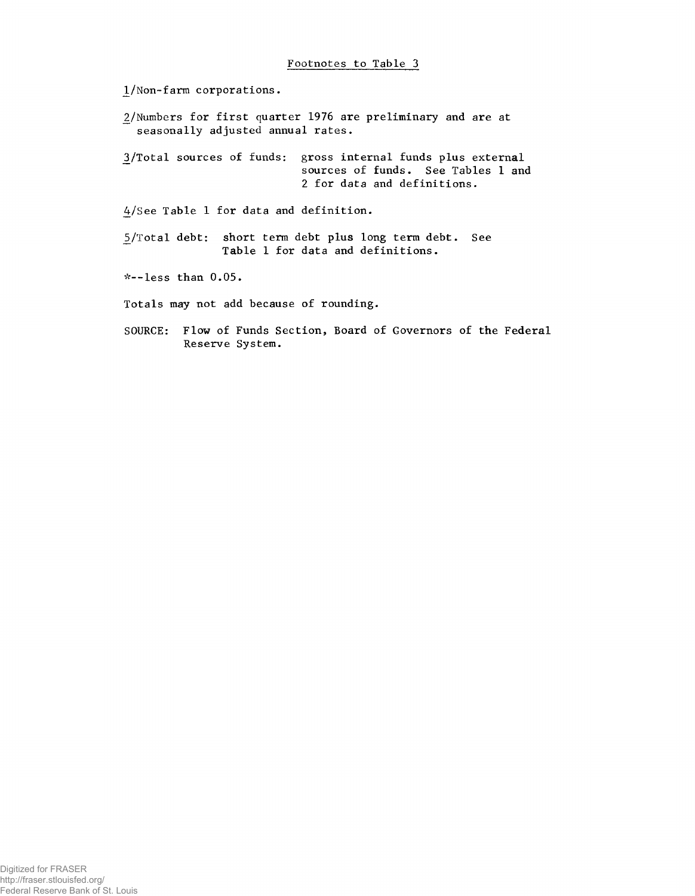## Footnotes to Table 3

1/Non-farm corporations.

2/Numbers for first quarter 1976 are preliminary and are at seasonally adjusted annual rates.

3/Total sources of funds: gross internal funds plus external sources of funds. See Tables 1 and 2 for data and definitions.

4/See Table 1 for data and definition.

5/Total debt: short term debt plus long term debt. See Table 1 for data and definitions.

*--less than 0.05.

Totals may not add because of rounding.

SOURCE: Flow of Funds Section, Board of Governors of the Federal Reserve System.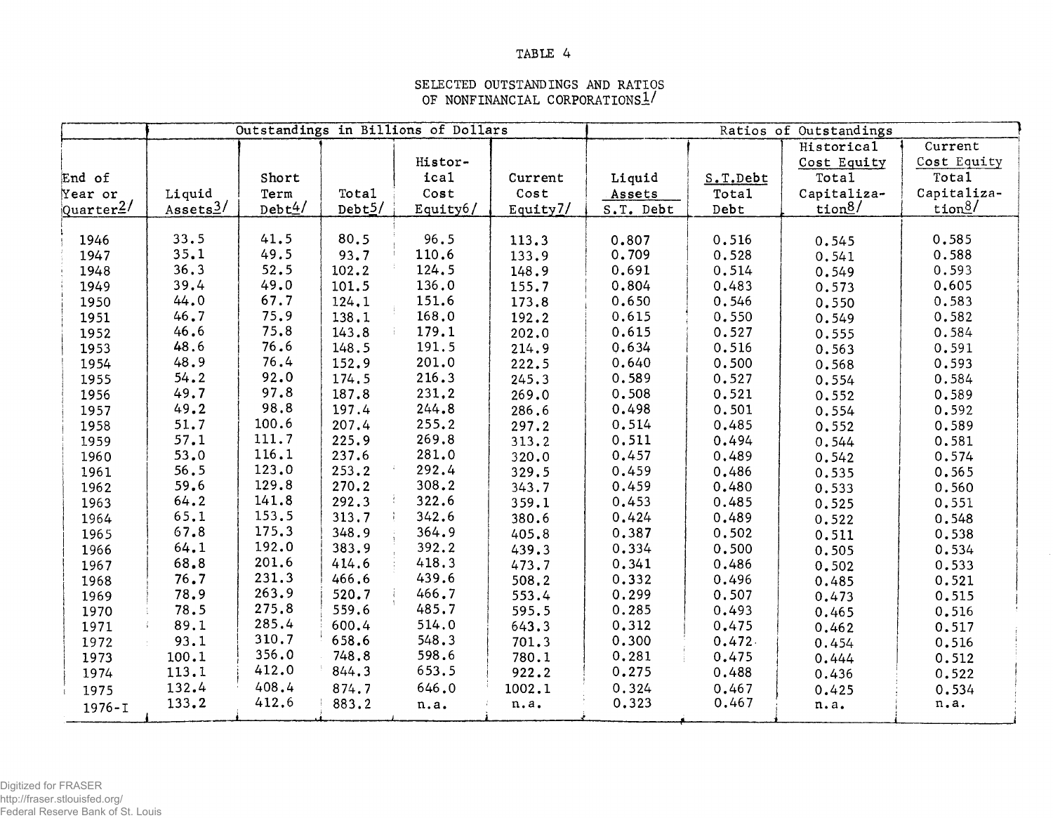TABLE 4

SELECTED OUTSTANDINGS AND RATIOS OF NONFINANCIAL CORPORATIONS[1/]

| End of Year or Quarter[2/] | Outstandings in Billions of Dollars | | | | | Ratios of Outstandings | | | |
|---|---|---|---|---|---|---|---|---|---|
| | Liquid Assets[3/] | Short Term Debt[4/] | Total Debt[5/] | Historical Cost Equity[6/] | Current Cost Equity[7/] | Liquid Assets / S.T. Debt | S.T.Debt / Total Debt | Historical Cost Equity / Total Capitalization[8/] | Current Cost Equity / Total Capitalization[8/] |
| 1946 | 33.5 | 41.5 | 80.5 | 96.5 | 113.3 | 0.807 | 0.516 | 0.545 | 0.585 |
| 1947 | 35.1 | 49.5 | 93.7 | 110.6 | 133.9 | 0.709 | 0.528 | 0.541 | 0.588 |
| 1948 | 36.3 | 52.5 | 102.2 | 124.5 | 148.9 | 0.691 | 0.514 | 0.549 | 0.593 |
| 1949 | 39.4 | 49.0 | 101.5 | 136.0 | 155.7 | 0.804 | 0.483 | 0.573 | 0.605 |
| 1950 | 44.0 | 67.7 | 124.1 | 151.6 | 173.8 | 0.650 | 0.546 | 0.550 | 0.583 |
| 1951 | 46.7 | 75.9 | 138.1 | 168.0 | 192.2 | 0.615 | 0.550 | 0.549 | 0.582 |
| 1952 | 46.6 | 75.8 | 143.8 | 179.1 | 202.0 | 0.615 | 0.527 | 0.555 | 0.584 |
| 1953 | 48.6 | 76.6 | 148.5 | 191.5 | 214.9 | 0.634 | 0.516 | 0.563 | 0.591 |
| 1954 | 48.9 | 76.4 | 152.9 | 201.0 | 222.5 | 0.640 | 0.500 | 0.568 | 0.593 |
| 1955 | 54.2 | 92.0 | 174.5 | 216.3 | 245.3 | 0.589 | 0.527 | 0.554 | 0.584 |
| 1956 | 49.7 | 97.8 | 187.8 | 231.2 | 269.0 | 0.508 | 0.521 | 0.552 | 0.589 |
| 1957 | 49.2 | 98.8 | 197.4 | 244.8 | 286.6 | 0.498 | 0.501 | 0.554 | 0.592 |
| 1958 | 51.7 | 100.6 | 207.4 | 255.2 | 297.2 | 0.514 | 0.485 | 0.552 | 0.589 |
| 1959 | 57.1 | 111.7 | 225.9 | 269.8 | 313.2 | 0.511 | 0.494 | 0.544 | 0.581 |
| 1960 | 53.0 | 116.1 | 237.6 | 281.0 | 320.0 | 0.457 | 0.489 | 0.542 | 0.574 |
| 1961 | 56.5 | 123.0 | 253.2 | 292.4 | 329.5 | 0.459 | 0.486 | 0.535 | 0.565 |
| 1962 | 59.6 | 129.8 | 270.2 | 308.2 | 343.7 | 0.459 | 0.480 | 0.533 | 0.560 |
| 1963 | 64.2 | 141.8 | 292.3 | 322.6 | 359.1 | 0.453 | 0.485 | 0.525 | 0.551 |
| 1964 | 65.1 | 153.5 | 313.7 | 342.6 | 380.6 | 0.424 | 0.489 | 0.522 | 0.548 |
| 1965 | 67.8 | 175.3 | 348.9 | 364.9 | 405.8 | 0.387 | 0.502 | 0.511 | 0.538 |
| 1966 | 64.1 | 192.0 | 383.9 | 392.2 | 439.3 | 0.334 | 0.500 | 0.505 | 0.534 |
| 1967 | 68.8 | 201.6 | 414.6 | 418.3 | 473.7 | 0.341 | 0.486 | 0.502 | 0.533 |
| 1968 | 76.7 | 231.3 | 466.6 | 439.6 | 508.2 | 0.332 | 0.496 | 0.485 | 0.521 |
| 1969 | 78.9 | 263.9 | 520.7 | 466.7 | 553.4 | 0.299 | 0.507 | 0.473 | 0.515 |
| 1970 | 78.5 | 275.8 | 559.6 | 485.7 | 595.5 | 0.285 | 0.493 | 0.465 | 0.516 |
| 1971 | 89.1 | 285.4 | 600.4 | 514.0 | 643.3 | 0.312 | 0.475 | 0.462 | 0.517 |
| 1972 | 93.1 | 310.7 | 658.6 | 548.3 | 701.3 | 0.300 | 0.472 | 0.454 | 0.516 |
| 1973 | 100.1 | 356.0 | 748.8 | 598.6 | 780.1 | 0.281 | 0.475 | 0.444 | 0.512 |
| 1974 | 113.1 | 412.0 | 844.3 | 653.5 | 922.2 | 0.275 | 0.488 | 0.436 | 0.522 |
| 1975 | 132.4 | 408.4 | 874.7 | 646.0 | 1002.1 | 0.324 | 0.467 | 0.425 | 0.534 |
| 1976-I | 133.2 | 412.6 | 883.2 | n.a. | n.a. | 0.323 | 0.467 | n.a. | n.a. |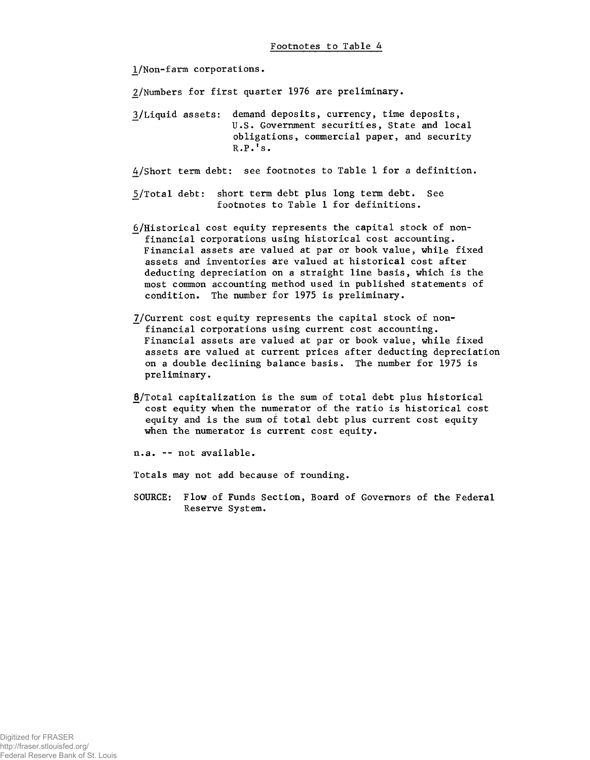## Footnotes to Table 4

1/Non-farm corporations.

2/Numbers for first quarter 1976 are preliminary.

3/Liquid assets: demand deposits, currency, time deposits, U.S. Government securities, State and local obligations, commercial paper, and security R.P.'s.

4/Short term debt: see footnotes to Table 1 for a definition.

5/Total debt: short term debt plus long term debt. See footnotes to Table 1 for definitions.

6/Historical cost equity represents the capital stock of non-financial corporations using historical cost accounting. Financial assets are valued at par or book value, while fixed assets and inventories are valued at historical cost after deducting depreciation on a straight line basis, which is the most common accounting method used in published statements of condition. The number for 1975 is preliminary.

7/Current cost equity represents the capital stock of non-financial corporations using current cost accounting. Financial assets are valued at par or book value, while fixed assets are valued at current prices after deducting depreciation on a double declining balance basis. The number for 1975 is preliminary.

8/Total capitalization is the sum of total debt plus historical cost equity when the numerator of the ratio is historical cost equity and is the sum of total debt plus current cost equity when the numerator is current cost equity.

n.a. -- not available.

Totals may not add because of rounding.

SOURCE: Flow of Funds Section, Board of Governors of the Federal Reserve System.